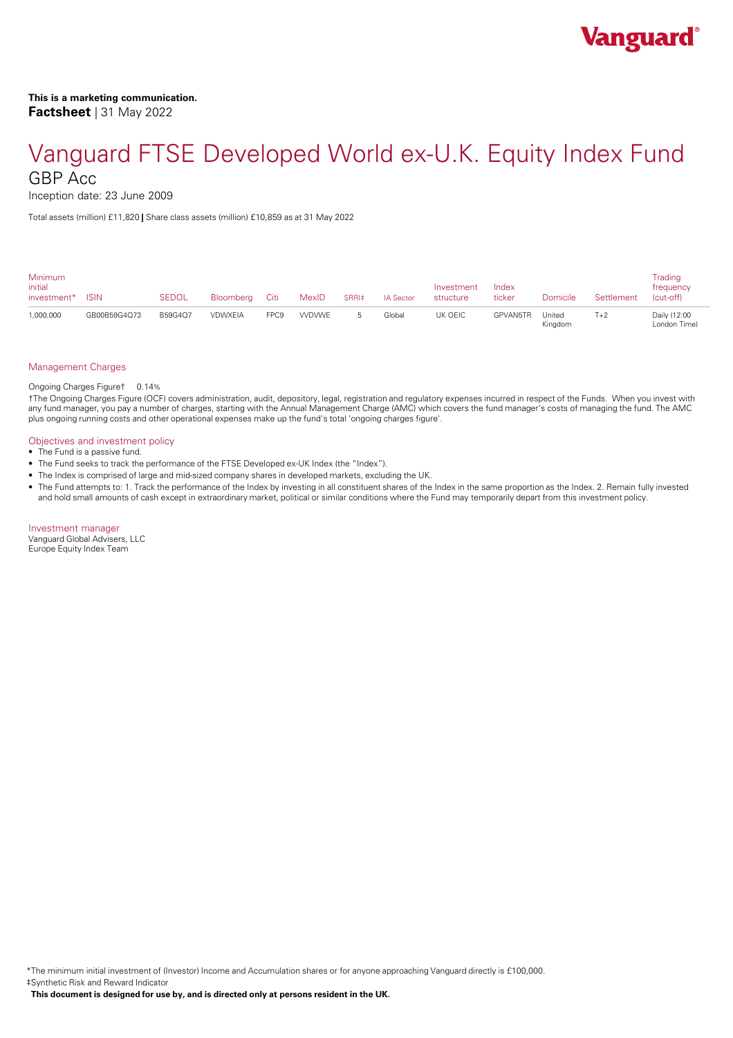**This is a marketing communication.**
**Factsheet** | 31 May 2022

# Vanguard FTSE Developed World ex-U.K. Equity Index Fund

## GBP Acc

Inception date: 23 June 2009

Total assets (million) £11,820 | Share class assets (million) £10,859 as at 31 May 2022

| Minimum initial investment* | ISIN | SEDOL | Bloomberg | Citi | MexID | SRRI‡ | IA Sector | Investment structure | Index ticker | Domicile | Settlement | Trading frequency (cut-off) |
|---|---|---|---|---|---|---|---|---|---|---|---|---|
| 1,000,000 | GB00B59G4Q73 | B59G4Q7 | VDWXEIA | FPC9 | VVDVWE | 5 | Global | UK OEIC | GPVAN5TR | United Kingdom | T+2 | Daily (12:00 London Time) |

### Management Charges

Ongoing Charges Figure† 0.14%

†The Ongoing Charges Figure (OCF) covers administration, audit, depository, legal, registration and regulatory expenses incurred in respect of the Funds. When you invest with any fund manager, you pay a number of charges, starting with the Annual Management Charge (AMC) which covers the fund manager's costs of managing the fund. The AMC plus ongoing running costs and other operational expenses make up the fund's total 'ongoing charges figure'.

### Objectives and investment policy

- The Fund is a passive fund.
- The Fund seeks to track the performance of the FTSE Developed ex-UK Index (the "Index").
- The Index is comprised of large and mid-sized company shares in developed markets, excluding the UK.
- The Fund attempts to: 1. Track the performance of the Index by investing in all constituent shares of the Index in the same proportion as the Index. 2. Remain fully invested and hold small amounts of cash except in extraordinary market, political or similar conditions where the Fund may temporarily depart from this investment policy.

### Investment manager

Vanguard Global Advisers, LLC
Europe Equity Index Team

*The minimum initial investment of (Investor) Income and Accumulation shares or for anyone approaching Vanguard directly is £100,000.
‡Synthetic Risk and Reward Indicator

**This document is designed for use by, and is directed only at persons resident in the UK.**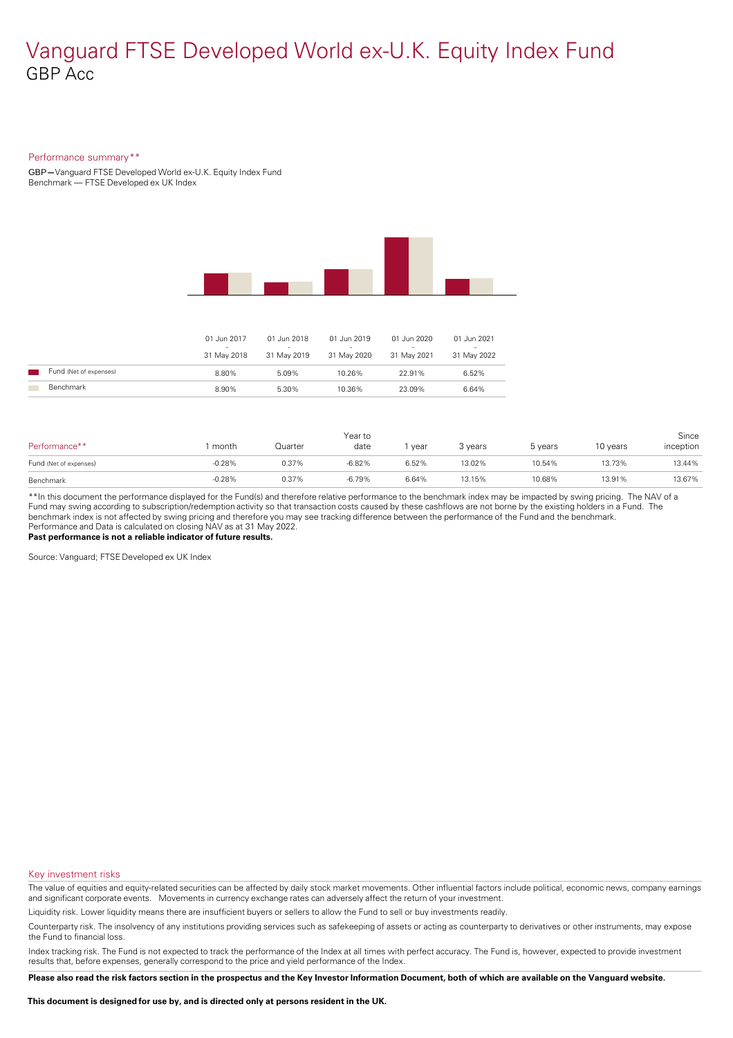# Vanguard FTSE Developed World ex-U.K. Equity Index Fund
## GBP Acc

### Performance summary**

GBP—Vanguard FTSE Developed World ex-U.K. Equity Index Fund
Benchmark — FTSE Developed ex UK Index

| | 01 Jun 2017 - 31 May 2018 | 01 Jun 2018 - 31 May 2019 | 01 Jun 2019 - 31 May 2020 | 01 Jun 2020 - 31 May 2021 | 01 Jun 2021 - 31 May 2022 |
|---|---|---|---|---|---|
| Fund (Net of expenses) | 8.80% | 5.09% | 10.26% | 22.91% | 6.52% |
| Benchmark | 8.90% | 5.30% | 10.36% | 23.09% | 6.64% |

| Performance** | 1 month | Quarter | Year to date | 1 year | 3 years | 5 years | 10 years | Since inception |
|---|---|---|---|---|---|---|---|---|
| Fund (Net of expenses) | -0.28% | 0.37% | -6.82% | 6.52% | 13.02% | 10.54% | 13.73% | 13.44% |
| Benchmark | -0.28% | 0.37% | -6.79% | 6.64% | 13.15% | 10.68% | 13.91% | 13.67% |

**In this document the performance displayed for the Fund(s) and therefore relative performance to the benchmark index may be impacted by swing pricing. The NAV of a Fund may swing according to subscription/redemption activity so that transaction costs caused by these cashflows are not borne by the existing holders in a Fund. The benchmark index is not affected by swing pricing and therefore you may see tracking difference between the performance of the Fund and the benchmark.
Performance and Data is calculated on closing NAV as at 31 May 2022.
**Past performance is not a reliable indicator of future results.**

Source: Vanguard; FTSE Developed ex UK Index

### Key investment risks

The value of equities and equity-related securities can be affected by daily stock market movements. Other influential factors include political, economic news, company earnings and significant corporate events. Movements in currency exchange rates can adversely affect the return of your investment.

Liquidity risk. Lower liquidity means there are insufficient buyers or sellers to allow the Fund to sell or buy investments readily.

Counterparty risk. The insolvency of any institutions providing services such as safekeeping of assets or acting as counterparty to derivatives or other instruments, may expose the Fund to financial loss.

Index tracking risk. The Fund is not expected to track the performance of the Index at all times with perfect accuracy. The Fund is, however, expected to provide investment results that, before expenses, generally correspond to the price and yield performance of the Index.

**Please also read the risk factors section in the prospectus and the Key Investor Information Document, both of which are available on the Vanguard website.**

**This document is designed for use by, and is directed only at persons resident in the UK.**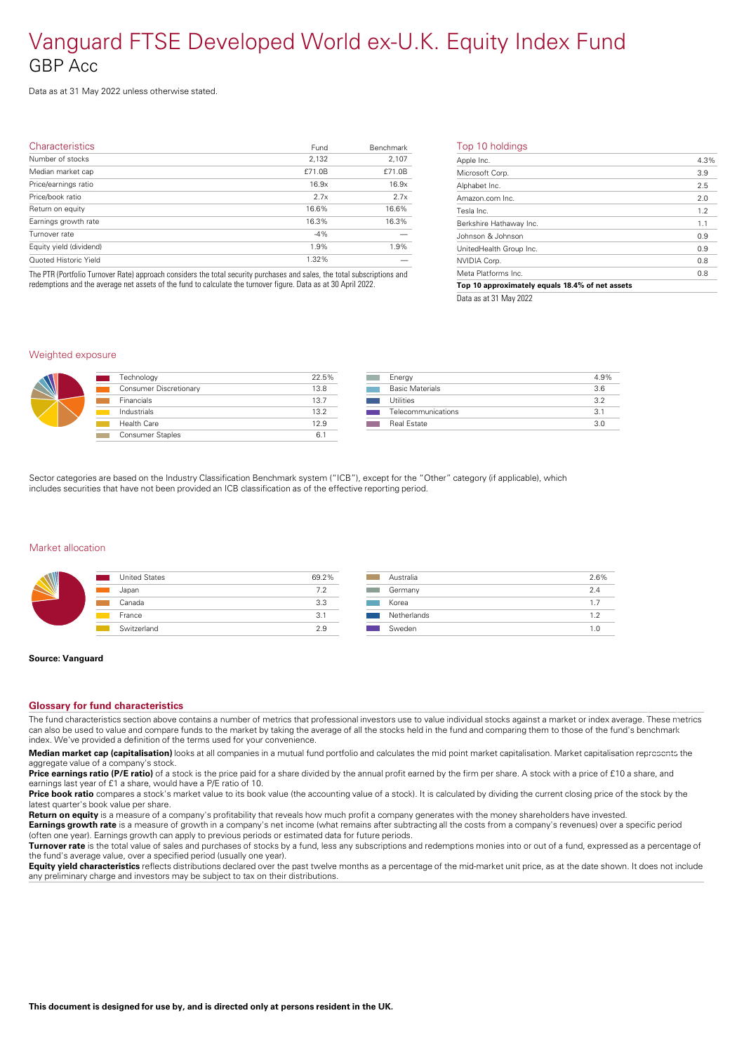# Vanguard FTSE Developed World ex-U.K. Equity Index Fund

## GBP Acc

Data as at 31 May 2022 unless otherwise stated.

### Characteristics

| Characteristics | Fund | Benchmark |
|---|---|---|
| Number of stocks | 2,132 | 2,107 |
| Median market cap | £71.0B | £71.0B |
| Price/earnings ratio | 16.9x | 16.9x |
| Price/book ratio | 2.7x | 2.7x |
| Return on equity | 16.6% | 16.6% |
| Earnings growth rate | 16.3% | 16.3% |
| Turnover rate | -4% | — |
| Equity yield (dividend) | 1.9% | 1.9% |
| Quoted Historic Yield | 1.32% | — |

The PTR (Portfolio Turnover Rate) approach considers the total security purchases and sales, the total subscriptions and redemptions and the average net assets of the fund to calculate the turnover figure. Data as at 30 April 2022.

### Top 10 holdings

| Holding | % |
|---|---|
| Apple Inc. | 4.3% |
| Microsoft Corp. | 3.9 |
| Alphabet Inc. | 2.5 |
| Amazon.com Inc. | 2.0 |
| Tesla Inc. | 1.2 |
| Berkshire Hathaway Inc. | 1.1 |
| Johnson & Johnson | 0.9 |
| UnitedHealth Group Inc. | 0.9 |
| NVIDIA Corp. | 0.8 |
| Meta Platforms Inc. | 0.8 |
| **Top 10 approximately equals 18.4% of net assets** | |

Data as at 31 May 2022

### Weighted exposure

| Sector | % |
|---|---|
| Technology | 22.5% |
| Consumer Discretionary | 13.8 |
| Financials | 13.7 |
| Industrials | 13.2 |
| Health Care | 12.9 |
| Consumer Staples | 6.1 |
| Energy | 4.9% |
| Basic Materials | 3.6 |
| Utilities | 3.2 |
| Telecommunications | 3.1 |
| Real Estate | 3.0 |

Sector categories are based on the Industry Classification Benchmark system ("ICB"), except for the "Other" category (if applicable), which includes securities that have not been provided an ICB classification as of the effective reporting period.

### Market allocation

| Market | % |
|---|---|
| United States | 69.2% |
| Japan | 7.2 |
| Canada | 3.3 |
| France | 3.1 |
| Switzerland | 2.9 |
| Australia | 2.6% |
| Germany | 2.4 |
| Korea | 1.7 |
| Netherlands | 1.2 |
| Sweden | 1.0 |

**Source: Vanguard**

### Glossary for fund characteristics

The fund characteristics section above contains a number of metrics that professional investors use to value individual stocks against a market or index average. These metrics can also be used to value and compare funds to the market by taking the average of all the stocks held in the fund and comparing them to those of the fund's benchmark index. We've provided a definition of the terms used for your convenience.

**Median market cap (capitalisation)** looks at all companies in a mutual fund portfolio and calculates the mid point market capitalisation. Market capitalisation represents the aggregate value of a company's stock.

**Price earnings ratio (P/E ratio)** of a stock is the price paid for a share divided by the annual profit earned by the firm per share. A stock with a price of £10 a share, and earnings last year of £1 a share, would have a P/E ratio of 10.

**Price book ratio** compares a stock's market value to its book value (the accounting value of a stock). It is calculated by dividing the current closing price of the stock by the latest quarter's book value per share.

**Return on equity** is a measure of a company's profitability that reveals how much profit a company generates with the money shareholders have invested.

**Earnings growth rate** is a measure of growth in a company's net income (what remains after subtracting all the costs from a company's revenues) over a specific period (often one year). Earnings growth can apply to previous periods or estimated data for future periods.

**Turnover rate** is the total value of sales and purchases of stocks by a fund, less any subscriptions and redemptions monies into or out of a fund, expressed as a percentage of the fund's average value, over a specified period (usually one year).

**Equity yield characteristics** reflects distributions declared over the past twelve months as a percentage of the mid-market unit price, as at the date shown. It does not include any preliminary charge and investors may be subject to tax on their distributions.

**This document is designed for use by, and is directed only at persons resident in the UK.**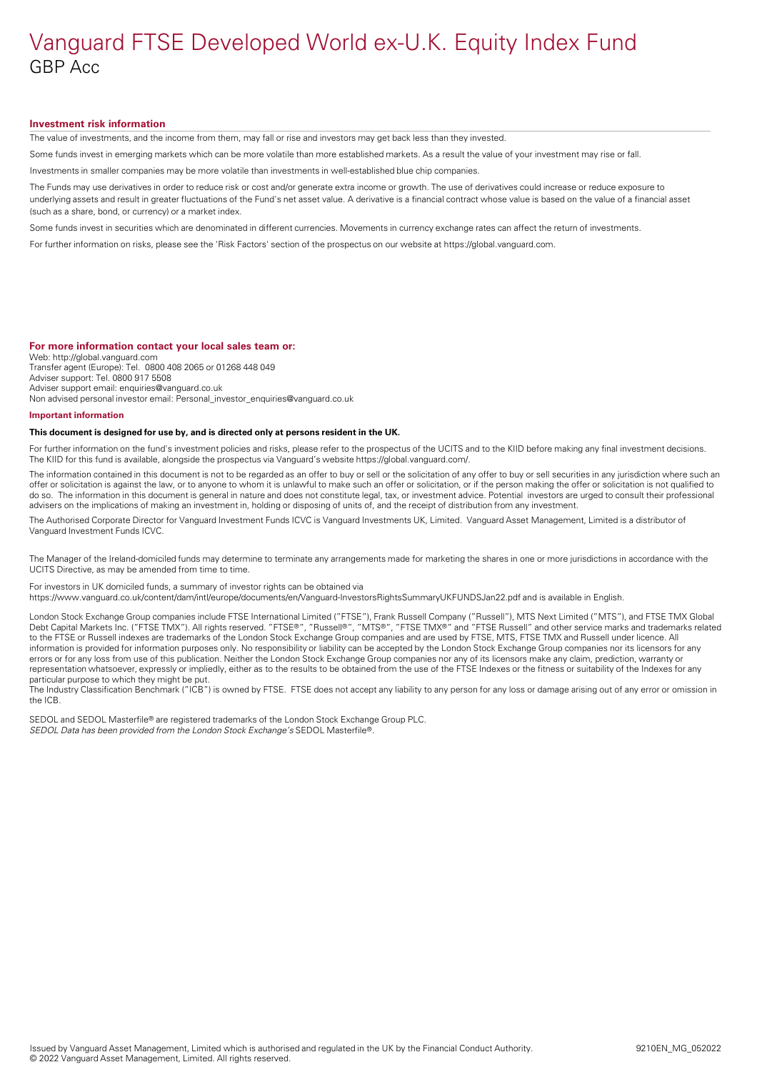# Vanguard FTSE Developed World ex-U.K. Equity Index Fund

GBP Acc

## Investment risk information

The value of investments, and the income from them, may fall or rise and investors may get back less than they invested.

Some funds invest in emerging markets which can be more volatile than more established markets. As a result the value of your investment may rise or fall.

Investments in smaller companies may be more volatile than investments in well-established blue chip companies.

The Funds may use derivatives in order to reduce risk or cost and/or generate extra income or growth. The use of derivatives could increase or reduce exposure to underlying assets and result in greater fluctuations of the Fund's net asset value. A derivative is a financial contract whose value is based on the value of a financial asset (such as a share, bond, or currency) or a market index.

Some funds invest in securities which are denominated in different currencies. Movements in currency exchange rates can affect the return of investments.

For further information on risks, please see the 'Risk Factors' section of the prospectus on our website at https://global.vanguard.com.

## For more information contact your local sales team or:

Web: http://global.vanguard.com
Transfer agent (Europe): Tel. 0800 408 2065 or 01268 448 049
Adviser support: Tel. 0800 917 5508
Adviser support email: enquiries@vanguard.co.uk
Non advised personal investor email: Personal_investor_enquiries@vanguard.co.uk

### Important information

**This document is designed for use by, and is directed only at persons resident in the UK.**

For further information on the fund's investment policies and risks, please refer to the prospectus of the UCITS and to the KIID before making any final investment decisions. The KIID for this fund is available, alongside the prospectus via Vanguard's website https://global.vanguard.com/.

The information contained in this document is not to be regarded as an offer to buy or sell or the solicitation of any offer to buy or sell securities in any jurisdiction where such an offer or solicitation is against the law, or to anyone to whom it is unlawful to make such an offer or solicitation, or if the person making the offer or solicitation is not qualified to do so. The information in this document is general in nature and does not constitute legal, tax, or investment advice. Potential investors are urged to consult their professional advisers on the implications of making an investment in, holding or disposing of units of, and the receipt of distribution from any investment.

The Authorised Corporate Director for Vanguard Investment Funds ICVC is Vanguard Investments UK, Limited. Vanguard Asset Management, Limited is a distributor of Vanguard Investment Funds ICVC.

The Manager of the Ireland-domiciled funds may determine to terminate any arrangements made for marketing the shares in one or more jurisdictions in accordance with the UCITS Directive, as may be amended from time to time.

For investors in UK domiciled funds, a summary of investor rights can be obtained via https://www.vanguard.co.uk/content/dam/intl/europe/documents/en/Vanguard-InvestorsRightsSummaryUKFUNDSJan22.pdf and is available in English.

London Stock Exchange Group companies include FTSE International Limited ("FTSE"), Frank Russell Company ("Russell"), MTS Next Limited ("MTS"), and FTSE TMX Global Debt Capital Markets Inc. ("FTSE TMX"). All rights reserved. "FTSE®", "Russell®", "MTS®", "FTSE TMX®" and "FTSE Russell" and other service marks and trademarks related to the FTSE or Russell indexes are trademarks of the London Stock Exchange Group companies and are used by FTSE, MTS, FTSE TMX and Russell under licence. All information is provided for information purposes only. No responsibility or liability can be accepted by the London Stock Exchange Group companies nor its licensors for any errors or for any loss from use of this publication. Neither the London Stock Exchange Group companies nor any of its licensors make any claim, prediction, warranty or representation whatsoever, expressly or impliedly, either as to the results to be obtained from the use of the FTSE Indexes or the fitness or suitability of the Indexes for any particular purpose to which they might be put.
The Industry Classification Benchmark ("ICB") is owned by FTSE. FTSE does not accept any liability to any person for any loss or damage arising out of any error or omission in the ICB.

SEDOL and SEDOL Masterfile® are registered trademarks of the London Stock Exchange Group PLC.
*SEDOL Data has been provided from the London Stock Exchange's* SEDOL Masterfile®.

Issued by Vanguard Asset Management, Limited which is authorised and regulated in the UK by the Financial Conduct Authority.
© 2022 Vanguard Asset Management, Limited. All rights reserved.

9210EN_MG_052022